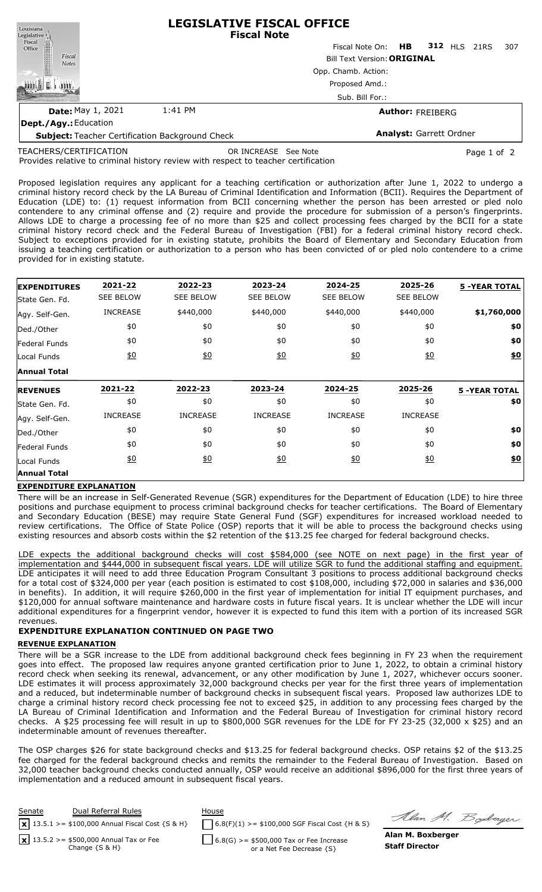# LEGISLATIVE FISCAL OFFICE
## Fiscal Note

Fiscal Note On: **HB 312** HLS 21RS 307

Bill Text Version: **ORIGINAL**

Opp. Chamb. Action:

Proposed Amd.:

Sub. Bill For.:

**Date:** May 1, 2021 1:41 PM

**Author:** FREIBERG

**Dept./Agy.:** Education

**Subject:** Teacher Certification Background Check

**Analyst:** Garrett Ordner

TEACHERS/CERTIFICATION OR INCREASE See Note

Provides relative to criminal history review with respect to teacher certification

Proposed legislation requires any applicant for a teaching certification or authorization after June 1, 2022 to undergo a criminal history record check by the LA Bureau of Criminal Identification and Information (BCII). Requires the Department of Education (LDE) to: (1) request information from BCII concerning whether the person has been arrested or pled nolo contendere to any criminal offense and (2) require and provide the procedure for submission of a person's fingerprints. Allows LDE to charge a processing fee of no more than $25 and collect processing fees charged by the BCII for a state criminal history record check and the Federal Bureau of Investigation (FBI) for a federal criminal history record check. Subject to exceptions provided for in existing statute, prohibits the Board of Elementary and Secondary Education from issuing a teaching certification or authorization to a person who has been convicted of or pled nolo contendere to a crime provided for in existing statute.

| **EXPENDITURES** | **2021-22** | **2022-23** | **2023-24** | **2024-25** | **2025-26** | **5 -YEAR TOTAL** |
|---|---|---|---|---|---|---|
| State Gen. Fd. | SEE BELOW | SEE BELOW | SEE BELOW | SEE BELOW | SEE BELOW | |
| Agy. Self-Gen. | INCREASE | $440,000 | $440,000 | $440,000 | $440,000 | **$1,760,000** |
| Ded./Other | $0 | $0 | $0 | $0 | $0 | **$0** |
| Federal Funds | $0 | $0 | $0 | $0 | $0 | **$0** |
| Local Funds | $0 | $0 | $0 | $0 | $0 | **$0** |
| **Annual Total** | | | | | | |

| **REVENUES** | **2021-22** | **2022-23** | **2023-24** | **2024-25** | **2025-26** | **5 -YEAR TOTAL** |
|---|---|---|---|---|---|---|
| State Gen. Fd. | $0 | $0 | $0 | $0 | $0 | **$0** |
| Agy. Self-Gen. | INCREASE | INCREASE | INCREASE | INCREASE | INCREASE | |
| Ded./Other | $0 | $0 | $0 | $0 | $0 | **$0** |
| Federal Funds | $0 | $0 | $0 | $0 | $0 | **$0** |
| Local Funds | $0 | $0 | $0 | $0 | $0 | **$0** |
| **Annual Total** | | | | | | |

### EXPENDITURE EXPLANATION

There will be an increase in Self-Generated Revenue (SGR) expenditures for the Department of Education (LDE) to hire three positions and purchase equipment to process criminal background checks for teacher certifications. The Board of Elementary and Secondary Education (BESE) may require State General Fund (SGF) expenditures for increased workload needed to review certifications. The Office of State Police (OSP) reports that it will be able to process the background checks using existing resources and absorb costs within the $2 retention of the $13.25 fee charged for federal background checks.

LDE expects the additional background checks will cost $584,000 (see NOTE on next page) in the first year of implementation and $444,000 in subsequent fiscal years. LDE will utilize SGR to fund the additional staffing and equipment. LDE anticipates it will need to add three Education Program Consultant 3 positions to process additional background checks for a total cost of $324,000 per year (each position is estimated to cost $108,000, including $72,000 in salaries and $36,000 in benefits). In addition, it will require $260,000 in the first year of implementation for initial IT equipment purchases, and $120,000 for annual software maintenance and hardware costs in future fiscal years. It is unclear whether the LDE will incur additional expenditures for a fingerprint vendor, however it is expected to fund this item with a portion of its increased SGR revenues.

### EXPENDITURE EXPLANATION CONTINUED ON PAGE TWO

### REVENUE EXPLANATION

There will be a SGR increase to the LDE from additional background check fees beginning in FY 23 when the requirement goes into effect. The proposed law requires anyone granted certification prior to June 1, 2022, to obtain a criminal history record check when seeking its renewal, advancement, or any other modification by June 1, 2027, whichever occurs sooner. LDE estimates it will process approximately 32,000 background checks per year for the first three years of implementation and a reduced, but indeterminable number of background checks in subsequent fiscal years. Proposed law authorizes LDE to charge a criminal history record check processing fee not to exceed $25, in addition to any processing fees charged by the LA Bureau of Criminal Identification and Information and the Federal Bureau of Investigation for criminal history record checks. A $25 processing fee will result in up to $800,000 SGR revenues for the LDE for FY 23-25 (32,000 x $25) and an indeterminable amount of revenues thereafter.

The OSP charges $26 for state background checks and $13.25 for federal background checks. OSP retains $2 of the $13.25 fee charged for the federal background checks and remits the remainder to the Federal Bureau of Investigation. Based on 32,000 teacher background checks conducted annually, OSP would receive an additional $896,000 for the first three years of implementation and a reduced amount in subsequent fiscal years.

| Senate | Dual Referral Rules | House |
|---|---|---|
| [x] | 13.5.1 >= $100,000 Annual Fiscal Cost {S & H} | [ ] 6.8(F)(1) >= $100,000 SGF Fiscal Cost {H & S} |
| [x] | 13.5.2 >= $500,000 Annual Tax or Fee Change {S & H} | [ ] 6.8(G) >= $500,000 Tax or Fee Increase or a Net Fee Decrease {S} |

**Alan M. Boxberger**
**Staff Director**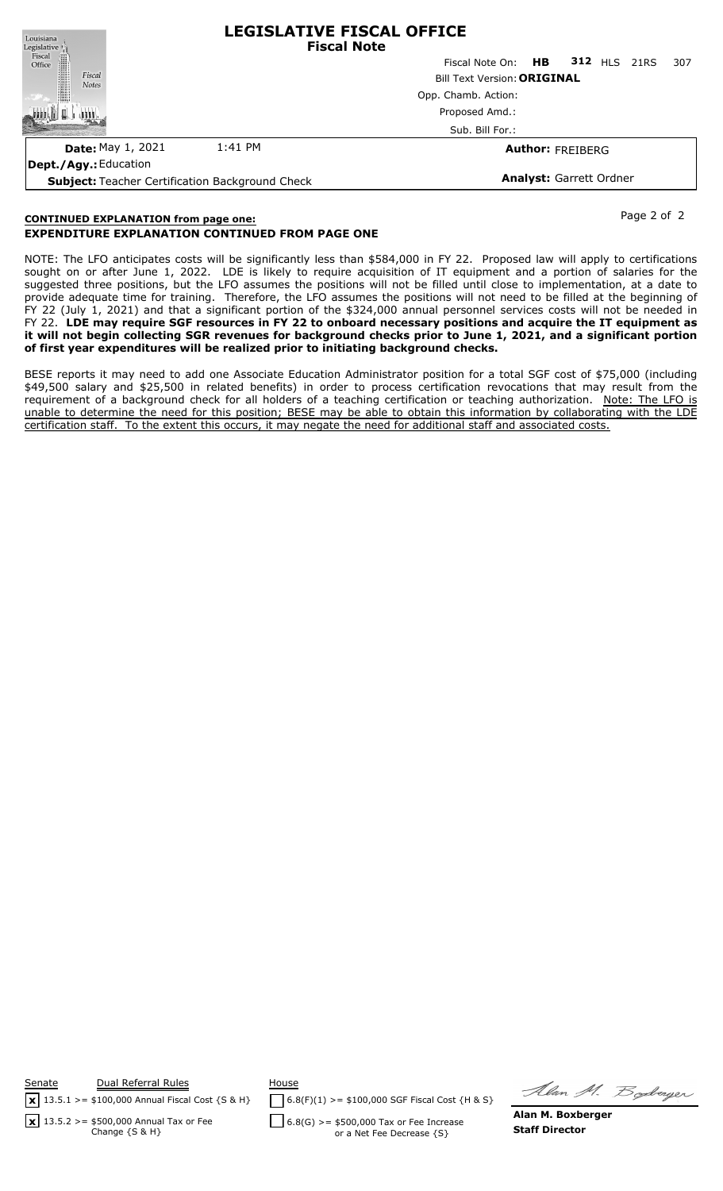# LEGISLATIVE FISCAL OFFICE
**Fiscal Note**

Fiscal Note On: **HB 312** HLS 21RS 307

Bill Text Version: **ORIGINAL**

Opp. Chamb. Action:

Proposed Amd.:

Sub. Bill For.:

**Date:** May 1, 2021 1:41 PM

**Author:** FREIBERG

**Dept./Agy.:** Education

**Subject:** Teacher Certification Background Check

**Analyst:** Garrett Ordner

**CONTINUED EXPLANATION from page one:**

**EXPENDITURE EXPLANATION CONTINUED FROM PAGE ONE**

NOTE: The LFO anticipates costs will be significantly less than $584,000 in FY 22. Proposed law will apply to certifications sought on or after June 1, 2022. LDE is likely to require acquisition of IT equipment and a portion of salaries for the suggested three positions, but the LFO assumes the positions will not be filled until close to implementation, at a date to provide adequate time for training. Therefore, the LFO assumes the positions will not need to be filled at the beginning of FY 22 (July 1, 2021) and that a significant portion of the $324,000 annual personnel services costs will not be needed in FY 22. **LDE may require SGF resources in FY 22 to onboard necessary positions and acquire the IT equipment as it will not begin collecting SGR revenues for background checks prior to June 1, 2021, and a significant portion of first year expenditures will be realized prior to initiating background checks.**

BESE reports it may need to add one Associate Education Administrator position for a total SGF cost of $75,000 (including $49,500 salary and $25,500 in related benefits) in order to process certification revocations that may result from the requirement of a background check for all holders of a teaching certification or teaching authorization. Note: The LFO is unable to determine the need for this position; BESE may be able to obtain this information by collaborating with the LDE certification staff. To the extent this occurs, it may negate the need for additional staff and associated costs.

| Senate | Dual Referral Rules | House |
|---|---|---|
| | [x] 13.5.1 >= $100,000 Annual Fiscal Cost {S & H} | [ ] 6.8(F)(1) >= $100,000 SGF Fiscal Cost {H & S} |
| | [x] 13.5.2 >= $500,000 Annual Tax or Fee Change {S & H} | [ ] 6.8(G) >= $500,000 Tax or Fee Increase or a Net Fee Decrease {S} |

Alan M. Boxberger

**Alan M. Boxberger**
**Staff Director**